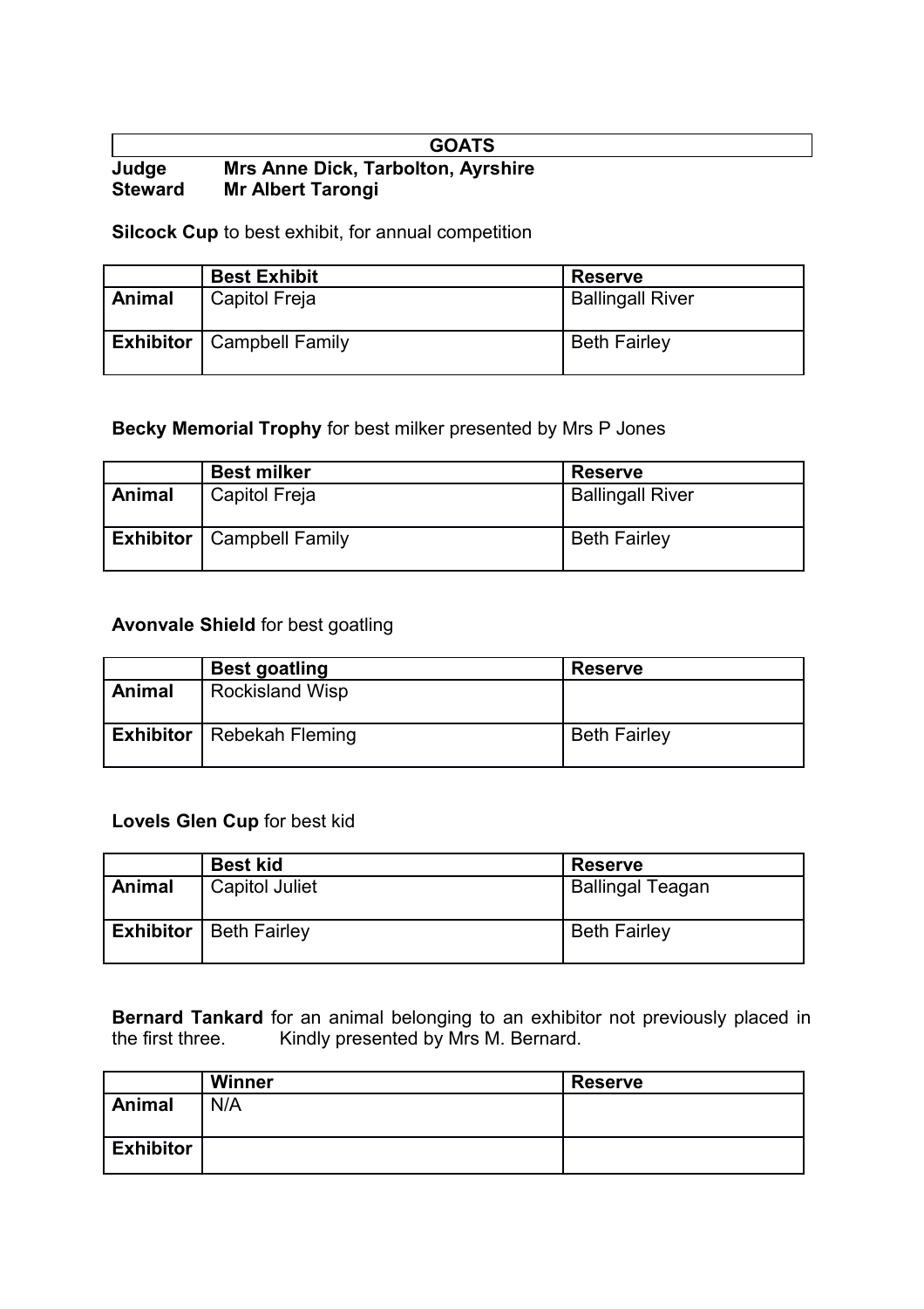# GOATS

**Judge** **Mrs Anne Dick, Tarbolton, Ayrshire**
**Steward** **Mr Albert Tarongi**

**Silcock Cup** to best exhibit, for annual competition

| | Best Exhibit | Reserve |
|---|---|---|
| **Animal** | Capitol Freja | Ballingall River |
| **Exhibitor** | Campbell Family | Beth Fairley |

**Becky Memorial Trophy** for best milker presented by Mrs P Jones

| | Best milker | Reserve |
|---|---|---|
| **Animal** | Capitol Freja | Ballingall River |
| **Exhibitor** | Campbell Family | Beth Fairley |

**Avonvale Shield** for best goatling

| | Best goatling | Reserve |
|---|---|---|
| **Animal** | Rockisland Wisp | |
| **Exhibitor** | Rebekah Fleming | Beth Fairley |

**Lovels Glen Cup** for best kid

| | Best kid | Reserve |
|---|---|---|
| **Animal** | Capitol Juliet | Ballingal Teagan |
| **Exhibitor** | Beth Fairley | Beth Fairley |

**Bernard Tankard** for an animal belonging to an exhibitor not previously placed in the first three. Kindly presented by Mrs M. Bernard.

| | Winner | Reserve |
|---|---|---|
| **Animal** | N/A | |
| **Exhibitor** | | |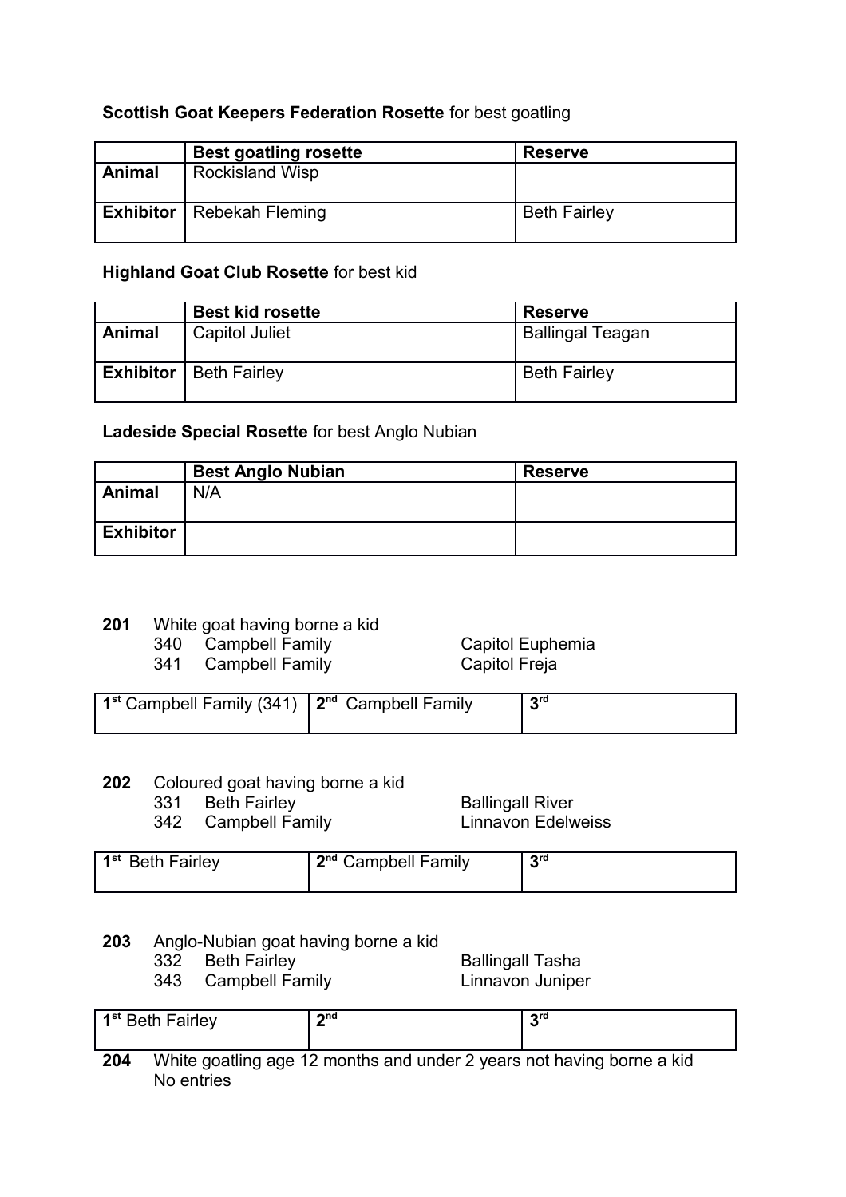**Scottish Goat Keepers Federation Rosette** for best goatling

| | Best goatling rosette | Reserve |
|---|---|---|
| **Animal** | Rockisland Wisp | |
| **Exhibitor** | Rebekah Fleming | Beth Fairley |

**Highland Goat Club Rosette** for best kid

| | Best kid rosette | Reserve |
|---|---|---|
| **Animal** | Capitol Juliet | Ballingal Teagan |
| **Exhibitor** | Beth Fairley | Beth Fairley |

**Ladeside Special Rosette** for best Anglo Nubian

| | Best Anglo Nubian | Reserve |
|---|---|---|
| **Animal** | N/A | |
| **Exhibitor** | | |

**201** White goat having borne a kid

340 Campbell Family — Capitol Euphemia
341 Campbell Family — Capitol Freja

| 1st Campbell Family (341) | 2nd Campbell Family | 3rd |
|---|---|---|

**202** Coloured goat having borne a kid

331 Beth Fairley — Ballingall River
342 Campbell Family — Linnavon Edelweiss

| 1st Beth Fairley | 2nd Campbell Family | 3rd |
|---|---|---|

**203** Anglo-Nubian goat having borne a kid

332 Beth Fairley — Ballingall Tasha
343 Campbell Family — Linnavon Juniper

| 1st Beth Fairley | 2nd | 3rd |
|---|---|---|

**204** White goatling age 12 months and under 2 years not having borne a kid
No entries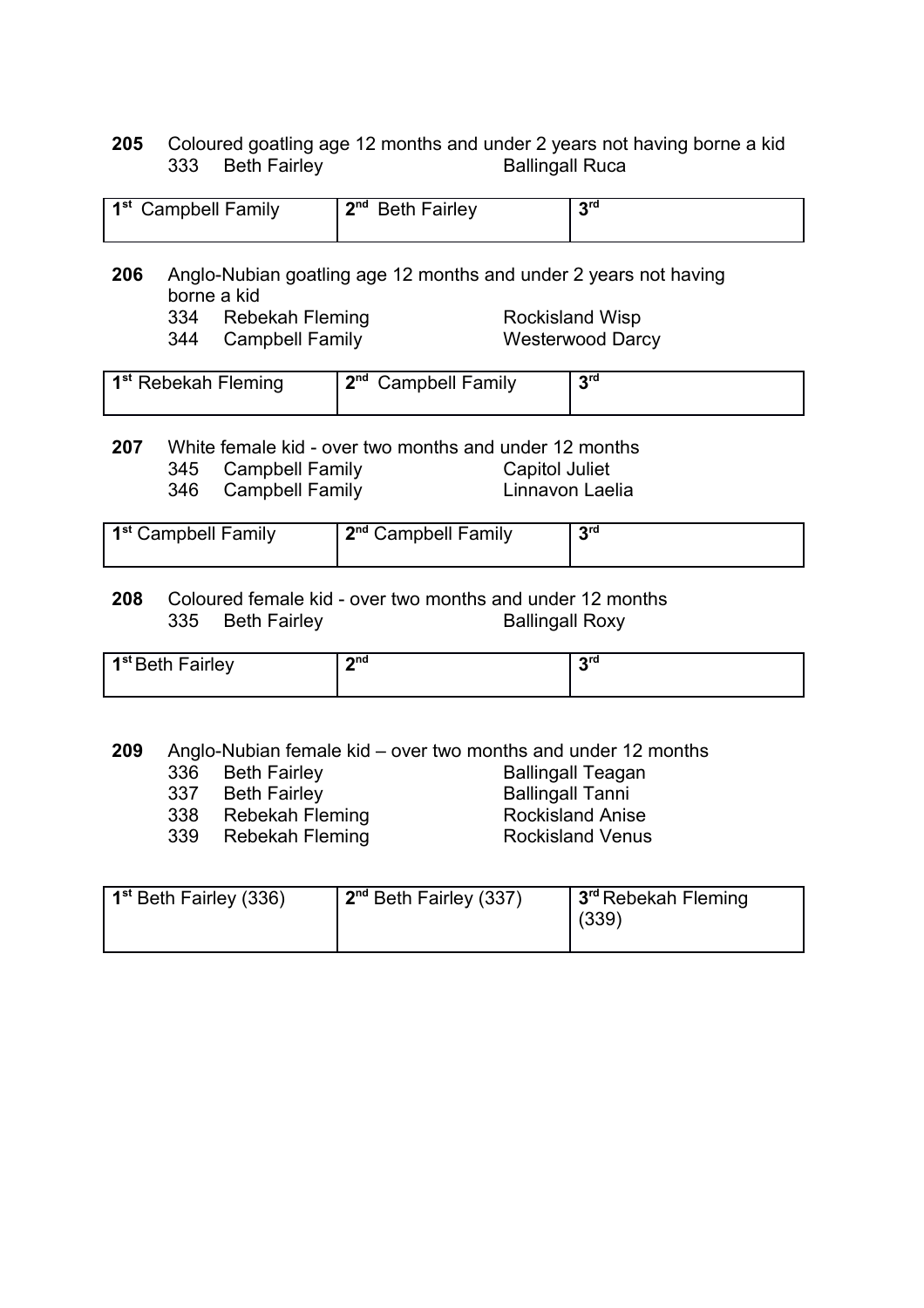**205** Coloured goatling age 12 months and under 2 years not having borne a kid

333 Beth Fairley — Ballingall Ruca

| | | |
|---|---|---|
| 1st Campbell Family | 2nd Beth Fairley | 3rd |

**206** Anglo-Nubian goatling age 12 months and under 2 years not having borne a kid

334 Rebekah Fleming — Rockisland Wisp
344 Campbell Family — Westerwood Darcy

| | | |
|---|---|---|
| 1st Rebekah Fleming | 2nd Campbell Family | 3rd |

**207** White female kid - over two months and under 12 months

345 Campbell Family — Capitol Juliet
346 Campbell Family — Linnavon Laelia

| | | |
|---|---|---|
| 1st Campbell Family | 2nd Campbell Family | 3rd |

**208** Coloured female kid - over two months and under 12 months

335 Beth Fairley — Ballingall Roxy

| | | |
|---|---|---|
| 1st Beth Fairley | 2nd | 3rd |

**209** Anglo-Nubian female kid – over two months and under 12 months

336 Beth Fairley — Ballingall Teagan
337 Beth Fairley — Ballingall Tanni
338 Rebekah Fleming — Rockisland Anise
339 Rebekah Fleming — Rockisland Venus

| | | |
|---|---|---|
| 1st Beth Fairley (336) | 2nd Beth Fairley (337) | 3rd Rebekah Fleming (339) |